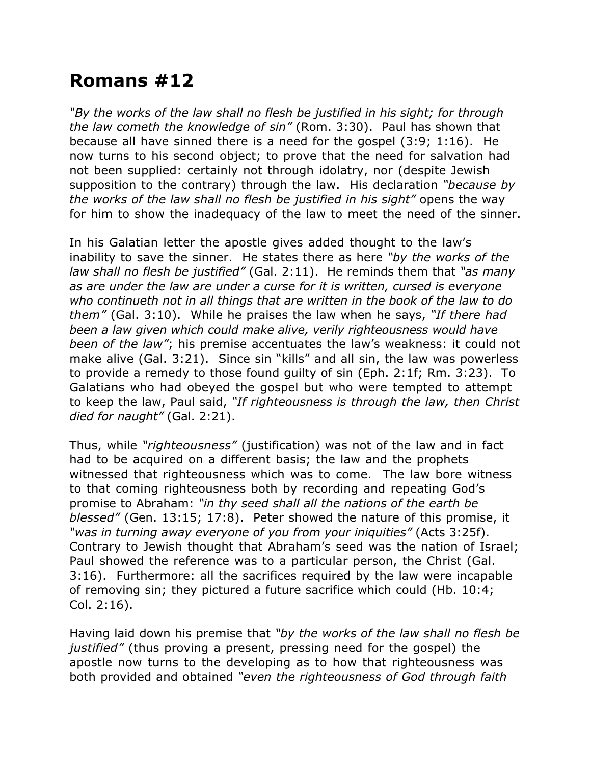# Romans #12

*"By the works of the law shall no flesh be justified in his sight; for through the law cometh the knowledge of sin"* (Rom. 3:30). Paul has shown that because all have sinned there is a need for the gospel (3:9; 1:16). He now turns to his second object; to prove that the need for salvation had not been supplied: certainly not through idolatry, nor (despite Jewish supposition to the contrary) through the law. His declaration *"because by the works of the law shall no flesh be justified in his sight"* opens the way for him to show the inadequacy of the law to meet the need of the sinner.

In his Galatian letter the apostle gives added thought to the law's inability to save the sinner. He states there as here *"by the works of the law shall no flesh be justified"* (Gal. 2:11). He reminds them that *"as many as are under the law are under a curse for it is written, cursed is everyone who continueth not in all things that are written in the book of the law to do them"* (Gal. 3:10). While he praises the law when he says, *"If there had been a law given which could make alive, verily righteousness would have been of the law"*; his premise accentuates the law's weakness: it could not make alive (Gal. 3:21). Since sin "kills" and all sin, the law was powerless to provide a remedy to those found guilty of sin (Eph. 2:1f; Rm. 3:23). To Galatians who had obeyed the gospel but who were tempted to attempt to keep the law, Paul said, *"If righteousness is through the law, then Christ died for naught"* (Gal. 2:21).

Thus, while *"righteousness"* (justification) was not of the law and in fact had to be acquired on a different basis; the law and the prophets witnessed that righteousness which was to come. The law bore witness to that coming righteousness both by recording and repeating God's promise to Abraham: *"in thy seed shall all the nations of the earth be blessed"* (Gen. 13:15; 17:8). Peter showed the nature of this promise, it *"was in turning away everyone of you from your iniquities"* (Acts 3:25f). Contrary to Jewish thought that Abraham's seed was the nation of Israel; Paul showed the reference was to a particular person, the Christ (Gal. 3:16). Furthermore: all the sacrifices required by the law were incapable of removing sin; they pictured a future sacrifice which could (Hb. 10:4; Col. 2:16).

Having laid down his premise that *"by the works of the law shall no flesh be justified"* (thus proving a present, pressing need for the gospel) the apostle now turns to the developing as to how that righteousness was both provided and obtained *"even the righteousness of God through faith*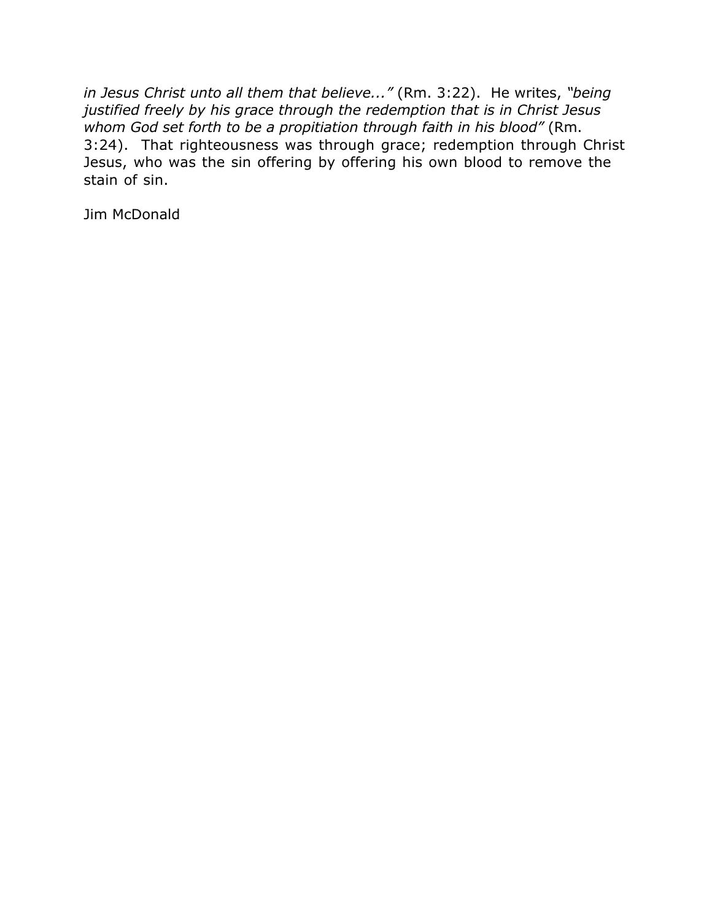*in Jesus Christ unto all them that believe..."* (Rm. 3:22). He writes, *"being justified freely by his grace through the redemption that is in Christ Jesus whom God set forth to be a propitiation through faith in his blood"* (Rm. 3:24). That righteousness was through grace; redemption through Christ Jesus, who was the sin offering by offering his own blood to remove the stain of sin.

Jim McDonald